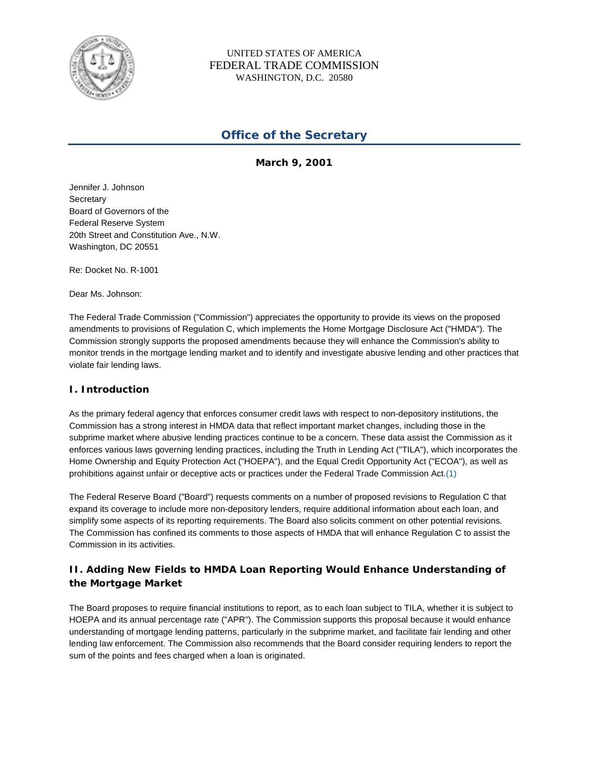UNITED STATES OF AMERICA
FEDERAL TRADE COMMISSION
WASHINGTON, D.C. 20580

## Office of the Secretary

**March 9, 2001**

Jennifer J. Johnson
Secretary
Board of Governors of the
Federal Reserve System
20th Street and Constitution Ave., N.W.
Washington, DC 20551

Re: Docket No. R-1001

Dear Ms. Johnson:

The Federal Trade Commission ("Commission") appreciates the opportunity to provide its views on the proposed amendments to provisions of Regulation C, which implements the Home Mortgage Disclosure Act ("HMDA"). The Commission strongly supports the proposed amendments because they will enhance the Commission's ability to monitor trends in the mortgage lending market and to identify and investigate abusive lending and other practices that violate fair lending laws.

### I. Introduction

As the primary federal agency that enforces consumer credit laws with respect to non-depository institutions, the Commission has a strong interest in HMDA data that reflect important market changes, including those in the subprime market where abusive lending practices continue to be a concern. These data assist the Commission as it enforces various laws governing lending practices, including the Truth in Lending Act ("TILA"), which incorporates the Home Ownership and Equity Protection Act ("HOEPA"), and the Equal Credit Opportunity Act ("ECOA"), as well as prohibitions against unfair or deceptive acts or practices under the Federal Trade Commission Act.(1)

The Federal Reserve Board ("Board") requests comments on a number of proposed revisions to Regulation C that expand its coverage to include more non-depository lenders, require additional information about each loan, and simplify some aspects of its reporting requirements. The Board also solicits comment on other potential revisions. The Commission has confined its comments to those aspects of HMDA that will enhance Regulation C to assist the Commission in its activities.

### II. Adding New Fields to HMDA Loan Reporting Would Enhance Understanding of the Mortgage Market

The Board proposes to require financial institutions to report, as to each loan subject to TILA, whether it is subject to HOEPA and its annual percentage rate ("APR"). The Commission supports this proposal because it would enhance understanding of mortgage lending patterns, particularly in the subprime market, and facilitate fair lending and other lending law enforcement. The Commission also recommends that the Board consider requiring lenders to report the sum of the points and fees charged when a loan is originated.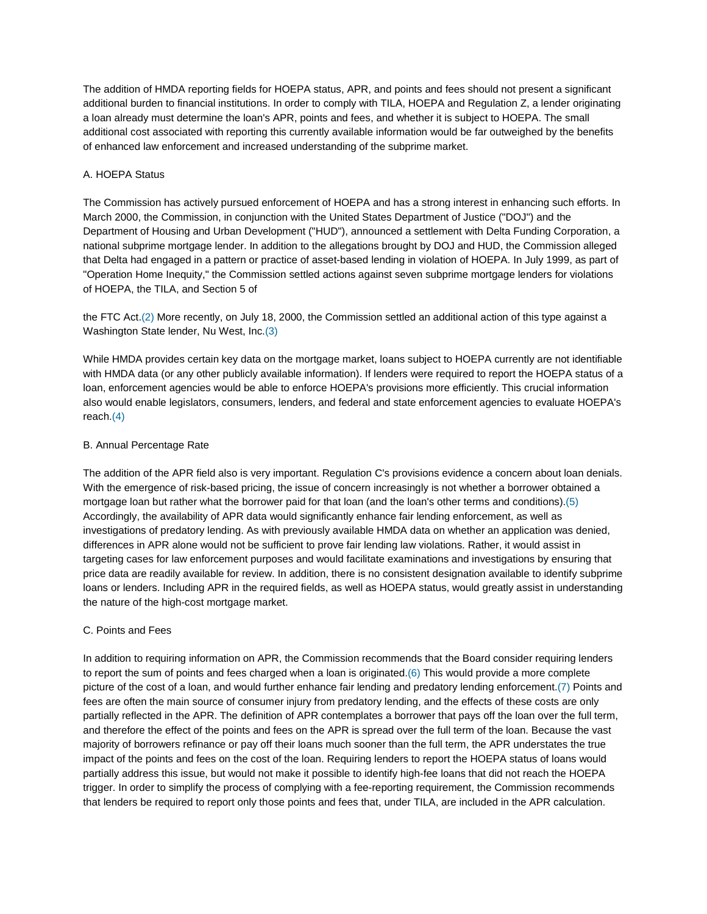The addition of HMDA reporting fields for HOEPA status, APR, and points and fees should not present a significant additional burden to financial institutions. In order to comply with TILA, HOEPA and Regulation Z, a lender originating a loan already must determine the loan's APR, points and fees, and whether it is subject to HOEPA. The small additional cost associated with reporting this currently available information would be far outweighed by the benefits of enhanced law enforcement and increased understanding of the subprime market.

### A. HOEPA Status

The Commission has actively pursued enforcement of HOEPA and has a strong interest in enhancing such efforts. In March 2000, the Commission, in conjunction with the United States Department of Justice ("DOJ") and the Department of Housing and Urban Development ("HUD"), announced a settlement with Delta Funding Corporation, a national subprime mortgage lender. In addition to the allegations brought by DOJ and HUD, the Commission alleged that Delta had engaged in a pattern or practice of asset-based lending in violation of HOEPA. In July 1999, as part of "Operation Home Inequity," the Commission settled actions against seven subprime mortgage lenders for violations of HOEPA, the TILA, and Section 5 of the FTC Act.(2) More recently, on July 18, 2000, the Commission settled an additional action of this type against a Washington State lender, Nu West, Inc.(3)

While HMDA provides certain key data on the mortgage market, loans subject to HOEPA currently are not identifiable with HMDA data (or any other publicly available information). If lenders were required to report the HOEPA status of a loan, enforcement agencies would be able to enforce HOEPA's provisions more efficiently. This crucial information also would enable legislators, consumers, lenders, and federal and state enforcement agencies to evaluate HOEPA's reach.(4)

### B. Annual Percentage Rate

The addition of the APR field also is very important. Regulation C's provisions evidence a concern about loan denials. With the emergence of risk-based pricing, the issue of concern increasingly is not whether a borrower obtained a mortgage loan but rather what the borrower paid for that loan (and the loan's other terms and conditions).(5) Accordingly, the availability of APR data would significantly enhance fair lending enforcement, as well as investigations of predatory lending. As with previously available HMDA data on whether an application was denied, differences in APR alone would not be sufficient to prove fair lending law violations. Rather, it would assist in targeting cases for law enforcement purposes and would facilitate examinations and investigations by ensuring that price data are readily available for review. In addition, there is no consistent designation available to identify subprime loans or lenders. Including APR in the required fields, as well as HOEPA status, would greatly assist in understanding the nature of the high-cost mortgage market.

### C. Points and Fees

In addition to requiring information on APR, the Commission recommends that the Board consider requiring lenders to report the sum of points and fees charged when a loan is originated.(6) This would provide a more complete picture of the cost of a loan, and would further enhance fair lending and predatory lending enforcement.(7) Points and fees are often the main source of consumer injury from predatory lending, and the effects of these costs are only partially reflected in the APR. The definition of APR contemplates a borrower that pays off the loan over the full term, and therefore the effect of the points and fees on the APR is spread over the full term of the loan. Because the vast majority of borrowers refinance or pay off their loans much sooner than the full term, the APR understates the true impact of the points and fees on the cost of the loan. Requiring lenders to report the HOEPA status of loans would partially address this issue, but would not make it possible to identify high-fee loans that did not reach the HOEPA trigger. In order to simplify the process of complying with a fee-reporting requirement, the Commission recommends that lenders be required to report only those points and fees that, under TILA, are included in the APR calculation.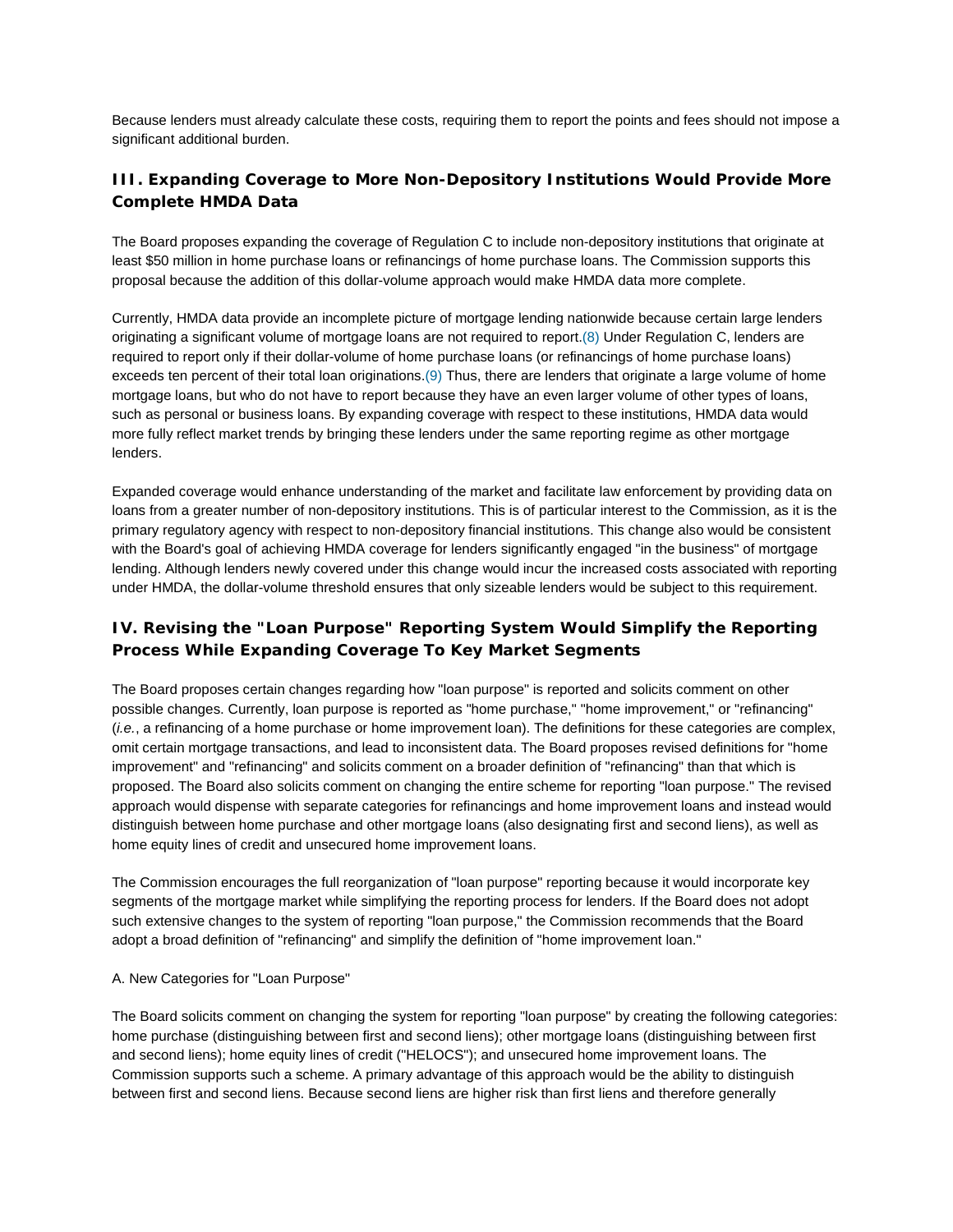Because lenders must already calculate these costs, requiring them to report the points and fees should not impose a significant additional burden.

### III. Expanding Coverage to More Non-Depository Institutions Would Provide More Complete HMDA Data

The Board proposes expanding the coverage of Regulation C to include non-depository institutions that originate at least $50 million in home purchase loans or refinancings of home purchase loans. The Commission supports this proposal because the addition of this dollar-volume approach would make HMDA data more complete.

Currently, HMDA data provide an incomplete picture of mortgage lending nationwide because certain large lenders originating a significant volume of mortgage loans are not required to report.(8) Under Regulation C, lenders are required to report only if their dollar-volume of home purchase loans (or refinancings of home purchase loans) exceeds ten percent of their total loan originations.(9) Thus, there are lenders that originate a large volume of home mortgage loans, but who do not have to report because they have an even larger volume of other types of loans, such as personal or business loans. By expanding coverage with respect to these institutions, HMDA data would more fully reflect market trends by bringing these lenders under the same reporting regime as other mortgage lenders.

Expanded coverage would enhance understanding of the market and facilitate law enforcement by providing data on loans from a greater number of non-depository institutions. This is of particular interest to the Commission, as it is the primary regulatory agency with respect to non-depository financial institutions. This change also would be consistent with the Board's goal of achieving HMDA coverage for lenders significantly engaged "in the business" of mortgage lending. Although lenders newly covered under this change would incur the increased costs associated with reporting under HMDA, the dollar-volume threshold ensures that only sizeable lenders would be subject to this requirement.

### IV. Revising the "Loan Purpose" Reporting System Would Simplify the Reporting Process While Expanding Coverage To Key Market Segments

The Board proposes certain changes regarding how "loan purpose" is reported and solicits comment on other possible changes. Currently, loan purpose is reported as "home purchase," "home improvement," or "refinancing" (*i.e.*, a refinancing of a home purchase or home improvement loan). The definitions for these categories are complex, omit certain mortgage transactions, and lead to inconsistent data. The Board proposes revised definitions for "home improvement" and "refinancing" and solicits comment on a broader definition of "refinancing" than that which is proposed. The Board also solicits comment on changing the entire scheme for reporting "loan purpose." The revised approach would dispense with separate categories for refinancings and home improvement loans and instead would distinguish between home purchase and other mortgage loans (also designating first and second liens), as well as home equity lines of credit and unsecured home improvement loans.

The Commission encourages the full reorganization of "loan purpose" reporting because it would incorporate key segments of the mortgage market while simplifying the reporting process for lenders. If the Board does not adopt such extensive changes to the system of reporting "loan purpose," the Commission recommends that the Board adopt a broad definition of "refinancing" and simplify the definition of "home improvement loan."

A. New Categories for "Loan Purpose"

The Board solicits comment on changing the system for reporting "loan purpose" by creating the following categories: home purchase (distinguishing between first and second liens); other mortgage loans (distinguishing between first and second liens); home equity lines of credit ("HELOCS"); and unsecured home improvement loans. The Commission supports such a scheme. A primary advantage of this approach would be the ability to distinguish between first and second liens. Because second liens are higher risk than first liens and therefore generally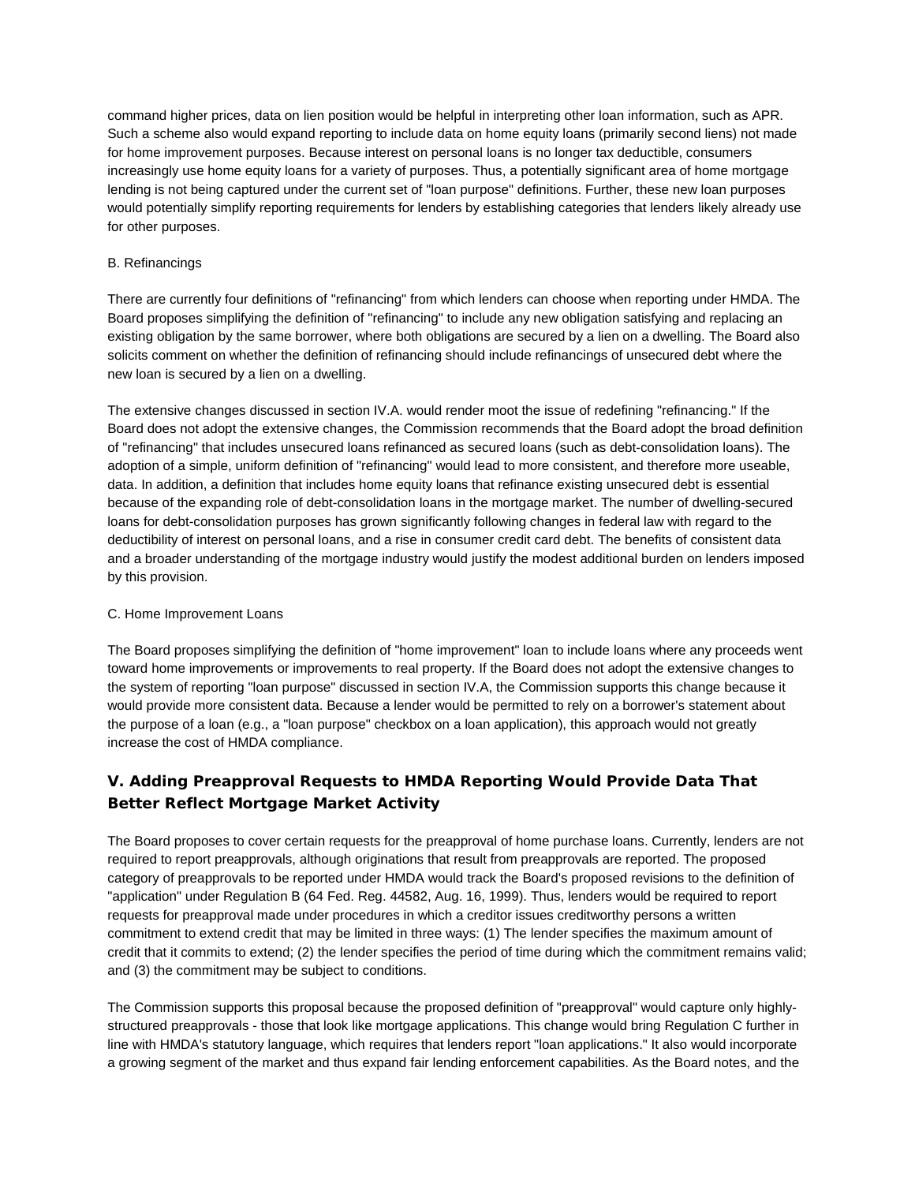command higher prices, data on lien position would be helpful in interpreting other loan information, such as APR. Such a scheme also would expand reporting to include data on home equity loans (primarily second liens) not made for home improvement purposes. Because interest on personal loans is no longer tax deductible, consumers increasingly use home equity loans for a variety of purposes. Thus, a potentially significant area of home mortgage lending is not being captured under the current set of "loan purpose" definitions. Further, these new loan purposes would potentially simplify reporting requirements for lenders by establishing categories that lenders likely already use for other purposes.

B. Refinancings

There are currently four definitions of "refinancing" from which lenders can choose when reporting under HMDA. The Board proposes simplifying the definition of "refinancing" to include any new obligation satisfying and replacing an existing obligation by the same borrower, where both obligations are secured by a lien on a dwelling. The Board also solicits comment on whether the definition of refinancing should include refinancings of unsecured debt where the new loan is secured by a lien on a dwelling.

The extensive changes discussed in section IV.A. would render moot the issue of redefining "refinancing." If the Board does not adopt the extensive changes, the Commission recommends that the Board adopt the broad definition of "refinancing" that includes unsecured loans refinanced as secured loans (such as debt-consolidation loans). The adoption of a simple, uniform definition of "refinancing" would lead to more consistent, and therefore more useable, data. In addition, a definition that includes home equity loans that refinance existing unsecured debt is essential because of the expanding role of debt-consolidation loans in the mortgage market. The number of dwelling-secured loans for debt-consolidation purposes has grown significantly following changes in federal law with regard to the deductibility of interest on personal loans, and a rise in consumer credit card debt. The benefits of consistent data and a broader understanding of the mortgage industry would justify the modest additional burden on lenders imposed by this provision.

C. Home Improvement Loans

The Board proposes simplifying the definition of "home improvement" loan to include loans where any proceeds went toward home improvements or improvements to real property. If the Board does not adopt the extensive changes to the system of reporting "loan purpose" discussed in section IV.A, the Commission supports this change because it would provide more consistent data. Because a lender would be permitted to rely on a borrower's statement about the purpose of a loan (e.g., a "loan purpose" checkbox on a loan application), this approach would not greatly increase the cost of HMDA compliance.

## V. Adding Preapproval Requests to HMDA Reporting Would Provide Data That Better Reflect Mortgage Market Activity

The Board proposes to cover certain requests for the preapproval of home purchase loans. Currently, lenders are not required to report preapprovals, although originations that result from preapprovals are reported. The proposed category of preapprovals to be reported under HMDA would track the Board's proposed revisions to the definition of "application" under Regulation B (64 Fed. Reg. 44582, Aug. 16, 1999). Thus, lenders would be required to report requests for preapproval made under procedures in which a creditor issues creditworthy persons a written commitment to extend credit that may be limited in three ways: (1) The lender specifies the maximum amount of credit that it commits to extend; (2) the lender specifies the period of time during which the commitment remains valid; and (3) the commitment may be subject to conditions.

The Commission supports this proposal because the proposed definition of "preapproval" would capture only highly-structured preapprovals - those that look like mortgage applications. This change would bring Regulation C further in line with HMDA's statutory language, which requires that lenders report "loan applications." It also would incorporate a growing segment of the market and thus expand fair lending enforcement capabilities. As the Board notes, and the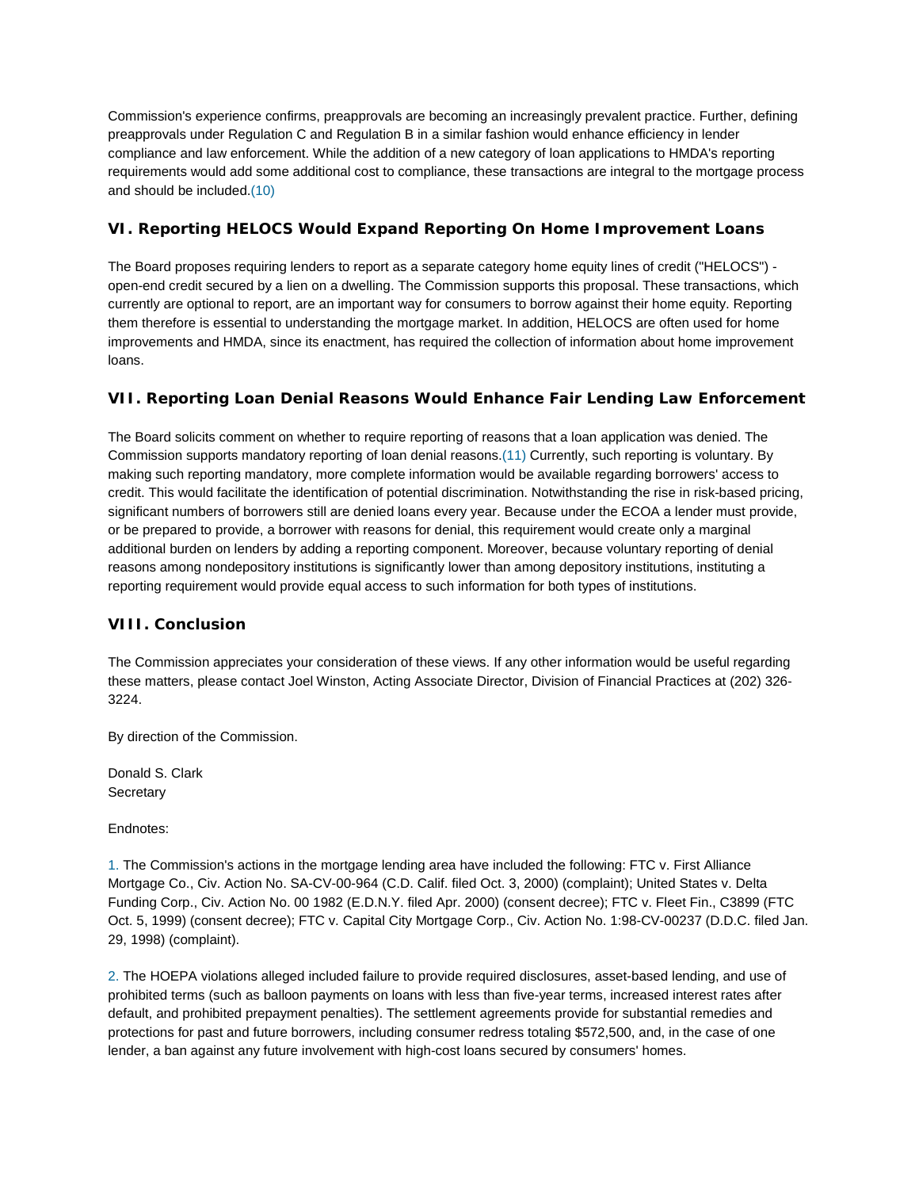Commission's experience confirms, preapprovals are becoming an increasingly prevalent practice. Further, defining preapprovals under Regulation C and Regulation B in a similar fashion would enhance efficiency in lender compliance and law enforcement. While the addition of a new category of loan applications to HMDA's reporting requirements would add some additional cost to compliance, these transactions are integral to the mortgage process and should be included.(10)

## VI. Reporting HELOCS Would Expand Reporting On Home Improvement Loans

The Board proposes requiring lenders to report as a separate category home equity lines of credit ("HELOCS") - open-end credit secured by a lien on a dwelling. The Commission supports this proposal. These transactions, which currently are optional to report, are an important way for consumers to borrow against their home equity. Reporting them therefore is essential to understanding the mortgage market. In addition, HELOCS are often used for home improvements and HMDA, since its enactment, has required the collection of information about home improvement loans.

## VII. Reporting Loan Denial Reasons Would Enhance Fair Lending Law Enforcement

The Board solicits comment on whether to require reporting of reasons that a loan application was denied. The Commission supports mandatory reporting of loan denial reasons.(11) Currently, such reporting is voluntary. By making such reporting mandatory, more complete information would be available regarding borrowers' access to credit. This would facilitate the identification of potential discrimination. Notwithstanding the rise in risk-based pricing, significant numbers of borrowers still are denied loans every year. Because under the ECOA a lender must provide, or be prepared to provide, a borrower with reasons for denial, this requirement would create only a marginal additional burden on lenders by adding a reporting component. Moreover, because voluntary reporting of denial reasons among nondepository institutions is significantly lower than among depository institutions, instituting a reporting requirement would provide equal access to such information for both types of institutions.

## VIII. Conclusion

The Commission appreciates your consideration of these views. If any other information would be useful regarding these matters, please contact Joel Winston, Acting Associate Director, Division of Financial Practices at (202) 326-3224.

By direction of the Commission.

Donald S. Clark
Secretary

Endnotes:

1. The Commission's actions in the mortgage lending area have included the following: FTC v. First Alliance Mortgage Co., Civ. Action No. SA-CV-00-964 (C.D. Calif. filed Oct. 3, 2000) (complaint); United States v. Delta Funding Corp., Civ. Action No. 00 1982 (E.D.N.Y. filed Apr. 2000) (consent decree); FTC v. Fleet Fin., C3899 (FTC Oct. 5, 1999) (consent decree); FTC v. Capital City Mortgage Corp., Civ. Action No. 1:98-CV-00237 (D.D.C. filed Jan. 29, 1998) (complaint).

2. The HOEPA violations alleged included failure to provide required disclosures, asset-based lending, and use of prohibited terms (such as balloon payments on loans with less than five-year terms, increased interest rates after default, and prohibited prepayment penalties). The settlement agreements provide for substantial remedies and protections for past and future borrowers, including consumer redress totaling $572,500, and, in the case of one lender, a ban against any future involvement with high-cost loans secured by consumers' homes.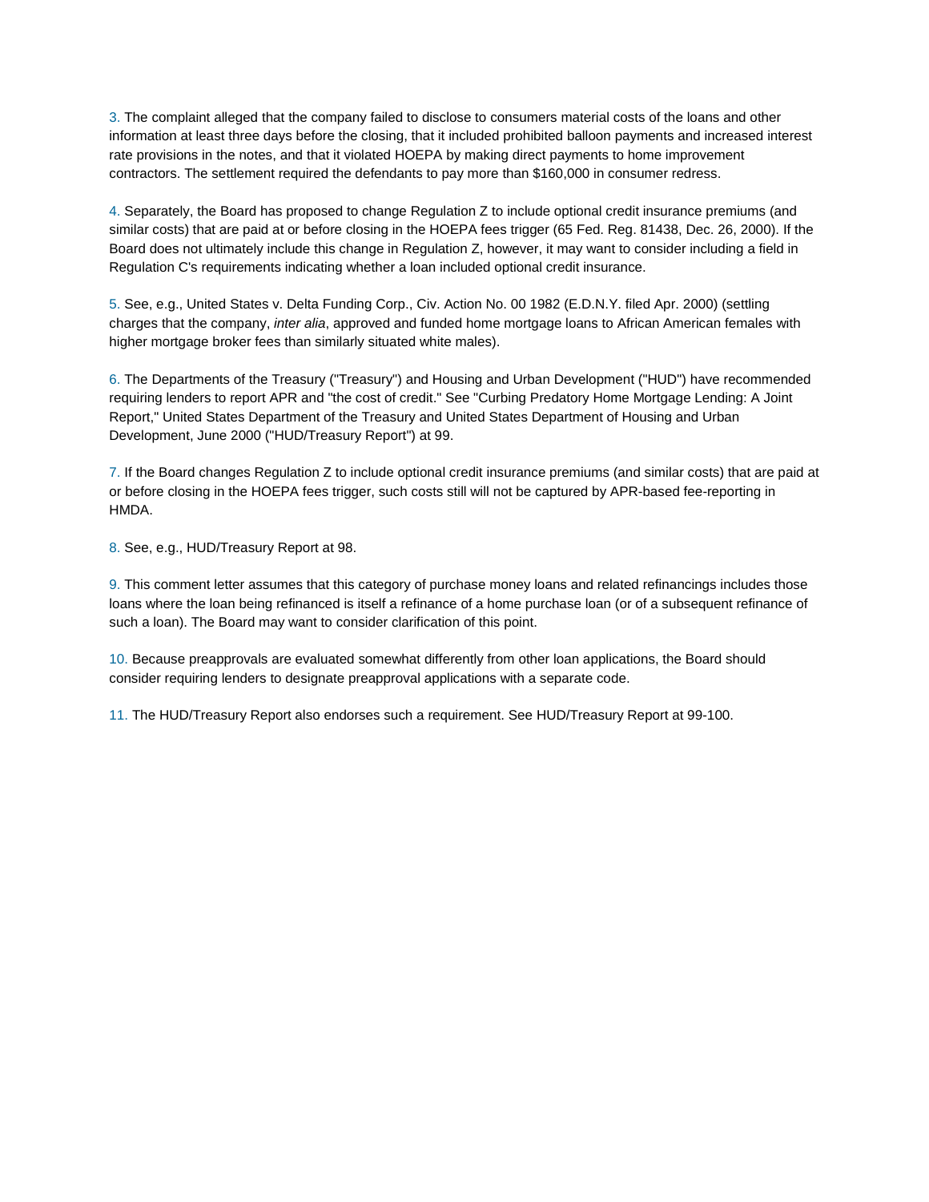3. The complaint alleged that the company failed to disclose to consumers material costs of the loans and other information at least three days before the closing, that it included prohibited balloon payments and increased interest rate provisions in the notes, and that it violated HOEPA by making direct payments to home improvement contractors. The settlement required the defendants to pay more than $160,000 in consumer redress.

4. Separately, the Board has proposed to change Regulation Z to include optional credit insurance premiums (and similar costs) that are paid at or before closing in the HOEPA fees trigger (65 Fed. Reg. 81438, Dec. 26, 2000). If the Board does not ultimately include this change in Regulation Z, however, it may want to consider including a field in Regulation C's requirements indicating whether a loan included optional credit insurance.

5. See, e.g., United States v. Delta Funding Corp., Civ. Action No. 00 1982 (E.D.N.Y. filed Apr. 2000) (settling charges that the company, *inter alia*, approved and funded home mortgage loans to African American females with higher mortgage broker fees than similarly situated white males).

6. The Departments of the Treasury ("Treasury") and Housing and Urban Development ("HUD") have recommended requiring lenders to report APR and "the cost of credit." See "Curbing Predatory Home Mortgage Lending: A Joint Report," United States Department of the Treasury and United States Department of Housing and Urban Development, June 2000 ("HUD/Treasury Report") at 99.

7. If the Board changes Regulation Z to include optional credit insurance premiums (and similar costs) that are paid at or before closing in the HOEPA fees trigger, such costs still will not be captured by APR-based fee-reporting in HMDA.

8. See, e.g., HUD/Treasury Report at 98.

9. This comment letter assumes that this category of purchase money loans and related refinancings includes those loans where the loan being refinanced is itself a refinance of a home purchase loan (or of a subsequent refinance of such a loan). The Board may want to consider clarification of this point.

10. Because preapprovals are evaluated somewhat differently from other loan applications, the Board should consider requiring lenders to designate preapproval applications with a separate code.

11. The HUD/Treasury Report also endorses such a requirement. See HUD/Treasury Report at 99-100.